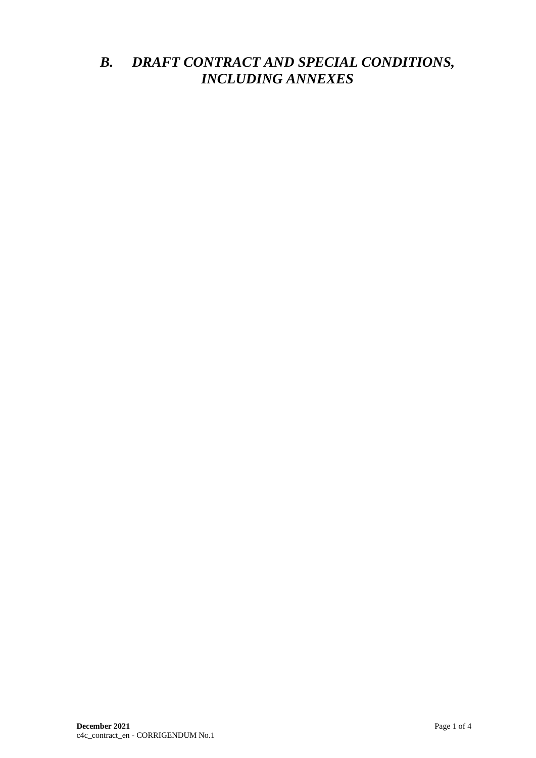# *B. DRAFT CONTRACT AND SPECIAL CONDITIONS, INCLUDING ANNEXES*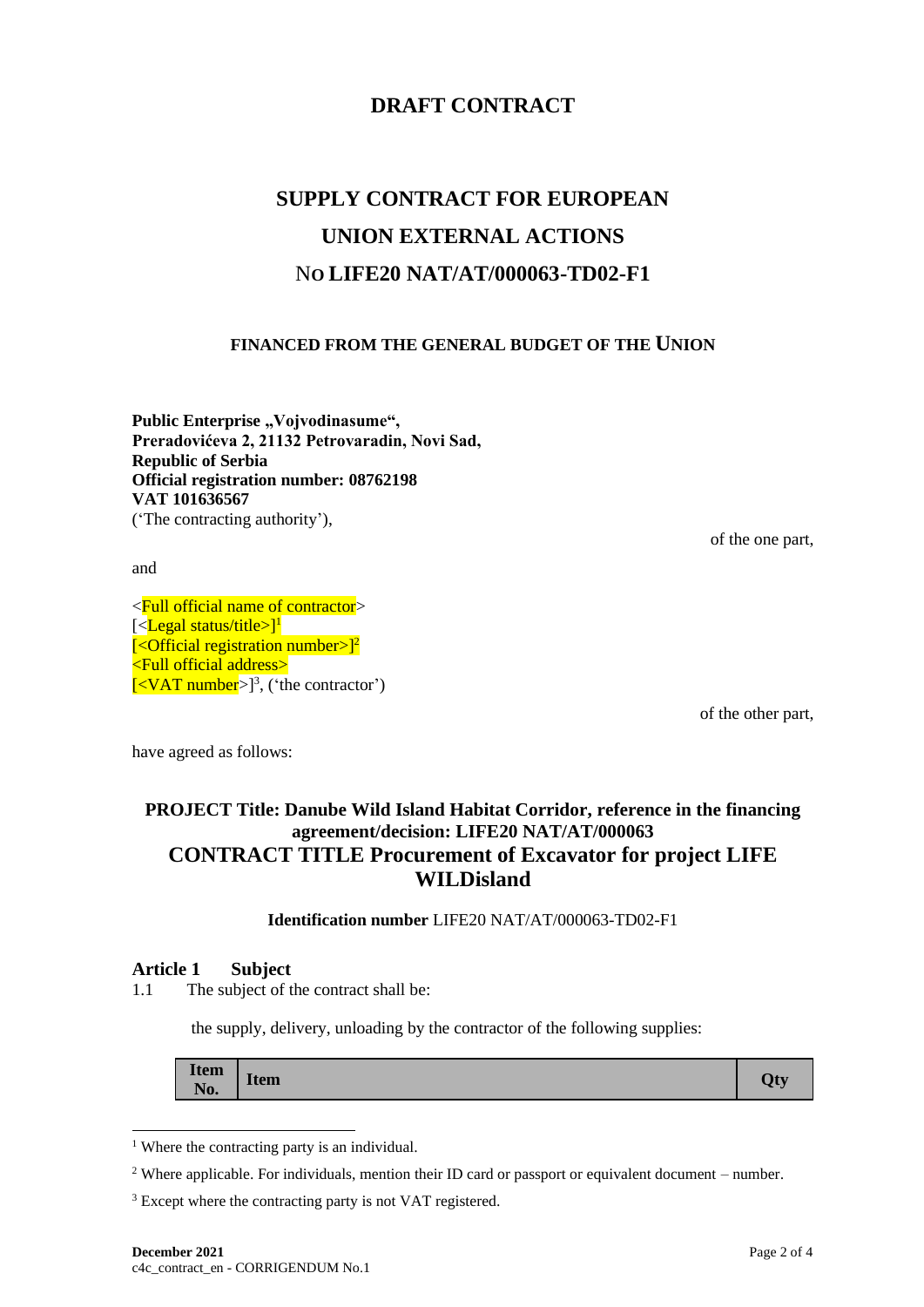# DRAFT CONTRACT

# SUPPLY CONTRACT FOR EUROPEAN UNION EXTERNAL ACTIONS

# No LIFE20 NAT/AT/000063-TD02-F1

### FINANCED FROM THE GENERAL BUDGET OF THE UNION

**Public Enterprise „Vojvodinasume“,**
**Preradovićeva 2, 21132 Petrovaradin, Novi Sad,**
**Republic of Serbia**
**Official registration number: 08762198**
**VAT 101636567**
('The contracting authority'),

of the one part,

and

<Full official name of contractor>
[<Legal status/title>][1]
[<Official registration number>][2]
<Full official address>
[<VAT number>][3], ('the contractor')

of the other part,

have agreed as follows:

**PROJECT Title: Danube Wild Island Habitat Corridor, reference in the financing agreement/decision: LIFE20 NAT/AT/000063**

## CONTRACT TITLE Procurement of Excavator for project LIFE WILDisland

**Identification number** LIFE20 NAT/AT/000063-TD02-F1

### Article 1 Subject

1.1 The subject of the contract shall be:

the supply, delivery, unloading by the contractor of the following supplies:

| Item No. | Item | Qty |
|---|---|---|

[1] Where the contracting party is an individual.

[2] Where applicable. For individuals, mention their ID card or passport or equivalent document – number.

[3] Except where the contracting party is not VAT registered.

**December 2021**
c4c_contract_en - CORRIGENDUM No.1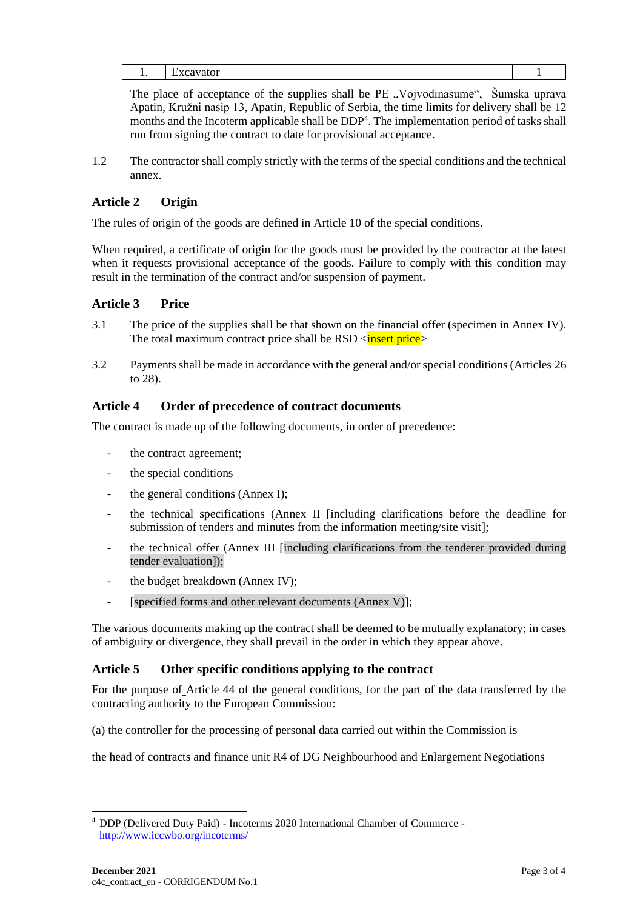| 1. | Excavator | 1 |
|---|---|---|

The place of acceptance of the supplies shall be PE „Vojvodinasume", Šumska uprava Apatin, Kružni nasip 13, Apatin, Republic of Serbia, the time limits for delivery shall be 12 months and the Incoterm applicable shall be DDP[4]. The implementation period of tasks shall run from signing the contract to date for provisional acceptance.

1.2 The contractor shall comply strictly with the terms of the special conditions and the technical annex.

## Article 2 Origin

The rules of origin of the goods are defined in Article 10 of the special conditions.

When required, a certificate of origin for the goods must be provided by the contractor at the latest when it requests provisional acceptance of the goods. Failure to comply with this condition may result in the termination of the contract and/or suspension of payment.

## Article 3 Price

3.1 The price of the supplies shall be that shown on the financial offer (specimen in Annex IV). The total maximum contract price shall be RSD <insert price>

3.2 Payments shall be made in accordance with the general and/or special conditions (Articles 26 to 28).

## Article 4 Order of precedence of contract documents

The contract is made up of the following documents, in order of precedence:

- the contract agreement;
- the special conditions
- the general conditions (Annex I);
- the technical specifications (Annex II [including clarifications before the deadline for submission of tenders and minutes from the information meeting/site visit];
- the technical offer (Annex III [including clarifications from the tenderer provided during tender evaluation]);
- the budget breakdown (Annex IV);
- [specified forms and other relevant documents (Annex V)];

The various documents making up the contract shall be deemed to be mutually explanatory; in cases of ambiguity or divergence, they shall prevail in the order in which they appear above.

## Article 5 Other specific conditions applying to the contract

For the purpose of Article 44 of the general conditions, for the part of the data transferred by the contracting authority to the European Commission:

(a) the controller for the processing of personal data carried out within the Commission is

the head of contracts and finance unit R4 of DG Neighbourhood and Enlargement Negotiations

---

[4] DDP (Delivered Duty Paid) - Incoterms 2020 International Chamber of Commerce - http://www.iccwbo.org/incoterms/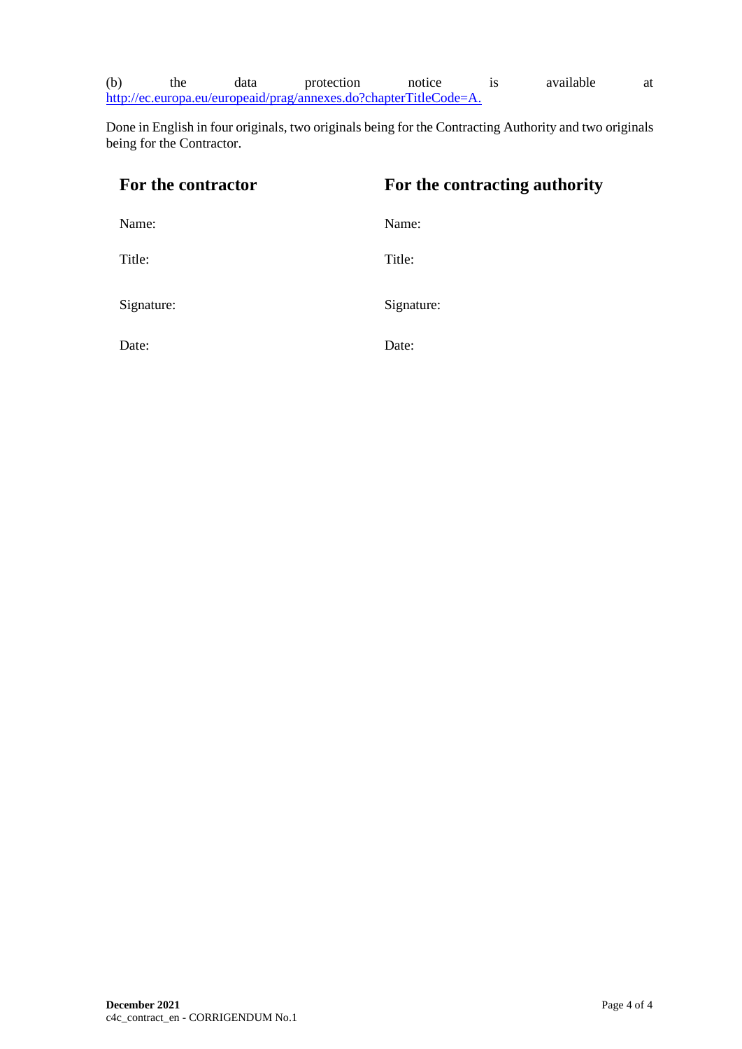(b) the data protection notice is available at http://ec.europa.eu/europeaid/prag/annexes.do?chapterTitleCode=A.

Done in English in four originals, two originals being for the Contracting Authority and two originals being for the Contractor.

| **For the contractor** | **For the contracting authority** |
| --- | --- |
| Name: | Name: |
| Title: | Title: |
| Signature: | Signature: |
| Date: | Date: |